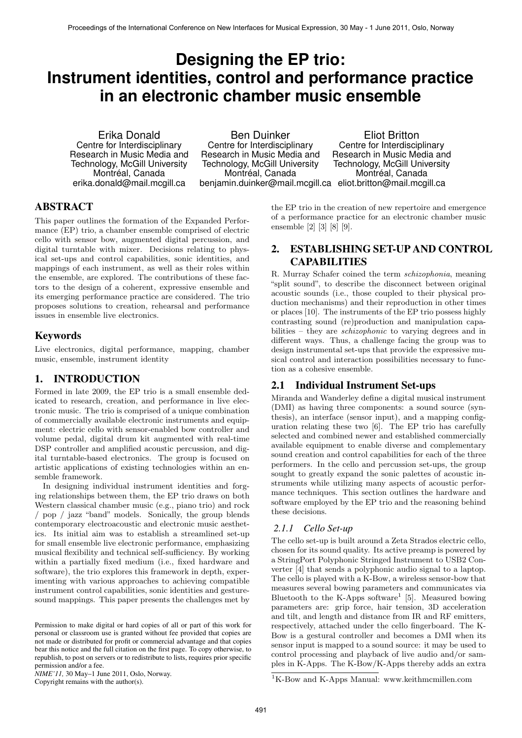# Designing the EP trio: Instrument identities, control and performance practice in an electronic chamber music ensemble

Erika Donald
Centre for Interdisciplinary Research in Music Media and Technology, McGill University
Montréal, Canada
erika.donald@mail.mcgill.ca

Ben Duinker
Centre for Interdisciplinary Research in Music Media and Technology, McGill University
Montréal, Canada
benjamin.duinker@mail.mcgill.ca

Eliot Britton
Centre for Interdisciplinary Research in Music Media and Technology, McGill University
Montréal, Canada
eliot.britton@mail.mcgill.ca

## ABSTRACT

This paper outlines the formation of the Expanded Performance (EP) trio, a chamber ensemble comprised of electric cello with sensor bow, augmented digital percussion, and digital turntable with mixer. Decisions relating to physical set-ups and control capabilities, sonic identities, and mappings of each instrument, as well as their roles within the ensemble, are explored. The contributions of these factors to the design of a coherent, expressive ensemble and its emerging performance practice are considered. The trio proposes solutions to creation, rehearsal and performance issues in ensemble live electronics.

## Keywords

Live electronics, digital performance, mapping, chamber music, ensemble, instrument identity

## 1. INTRODUCTION

Formed in late 2009, the EP trio is a small ensemble dedicated to research, creation, and performance in live electronic music. The trio is comprised of a unique combination of commercially available electronic instruments and equipment: electric cello with sensor-enabled bow controller and volume pedal, digital drum kit augmented with real-time DSP controller and amplified acoustic percussion, and digital turntable-based electronics. The group is focused on artistic applications of existing technologies within an ensemble framework.

In designing individual instrument identities and forging relationships between them, the EP trio draws on both Western classical chamber music (e.g., piano trio) and rock / pop / jazz "band" models. Sonically, the group blends contemporary electroacoustic and electronic music aesthetics. Its initial aim was to establish a streamlined set-up for small ensemble live electronic performance, emphasizing musical flexibility and technical self-sufficiency. By working within a partially fixed medium (i.e., fixed hardware and software), the trio explores this framework in depth, experimenting with various approaches to achieving compatible instrument control capabilities, sonic identities and gesture-sound mappings. This paper presents the challenges met by the EP trio in the creation of new repertoire and emergence of a performance practice for an electronic chamber music ensemble [2] [3] [8] [9].

Permission to make digital or hard copies of all or part of this work for personal or classroom use is granted without fee provided that copies are not made or distributed for profit or commercial advantage and that copies bear this notice and the full citation on the first page. To copy otherwise, to republish, to post on servers or to redistribute to lists, requires prior specific permission and/or a fee.
*NIME'11,* 30 May–1 June 2011, Oslo, Norway.
Copyright remains with the author(s).

## 2. ESTABLISHING SET-UP AND CONTROL CAPABILITIES

R. Murray Schafer coined the term *schizophonia*, meaning "split sound", to describe the disconnect between original acoustic sounds (i.e., those coupled to their physical production mechanisms) and their reproduction in other times or places [10]. The instruments of the EP trio possess highly contrasting sound (re)production and manipulation capabilities – they are *schizophonic* to varying degrees and in different ways. Thus, a challenge facing the group was to design instrumental set-ups that provide the expressive musical control and interaction possibilities necessary to function as a cohesive ensemble.

### 2.1 Individual Instrument Set-ups

Miranda and Wanderley define a digital musical instrument (DMI) as having three components: a sound source (synthesis), an interface (sensor input), and a mapping configuration relating these two [6]. The EP trio has carefully selected and combined newer and established commercially available equipment to enable diverse and complementary sound creation and control capabilities for each of the three performers. In the cello and percussion set-ups, the group sought to greatly expand the sonic palettes of acoustic instruments while utilizing many aspects of acoustic performance techniques. This section outlines the hardware and software employed by the EP trio and the reasoning behind these decisions.

#### *2.1.1 Cello Set-up*

The cello set-up is built around a Zeta Strados electric cello, chosen for its sound quality. Its active preamp is powered by a StringPort Polyphonic Stringed Instrument to USB2 Converter [4] that sends a polyphonic audio signal to a laptop. The cello is played with a K-Bow, a wireless sensor-bow that measures several bowing parameters and communicates via Bluetooth to the K-Apps software[1] [5]. Measured bowing parameters are: grip force, hair tension, 3D acceleration and tilt, and length and distance from IR and RF emitters, respectively, attached under the cello fingerboard. The K-Bow is a gestural controller and becomes a DMI when its sensor input is mapped to a sound source: it may be used to control processing and playback of live audio and/or samples in K-Apps. The K-Bow/K-Apps thereby adds an extra

[1] K-Bow and K-Apps Manual: www.keithmcmillen.com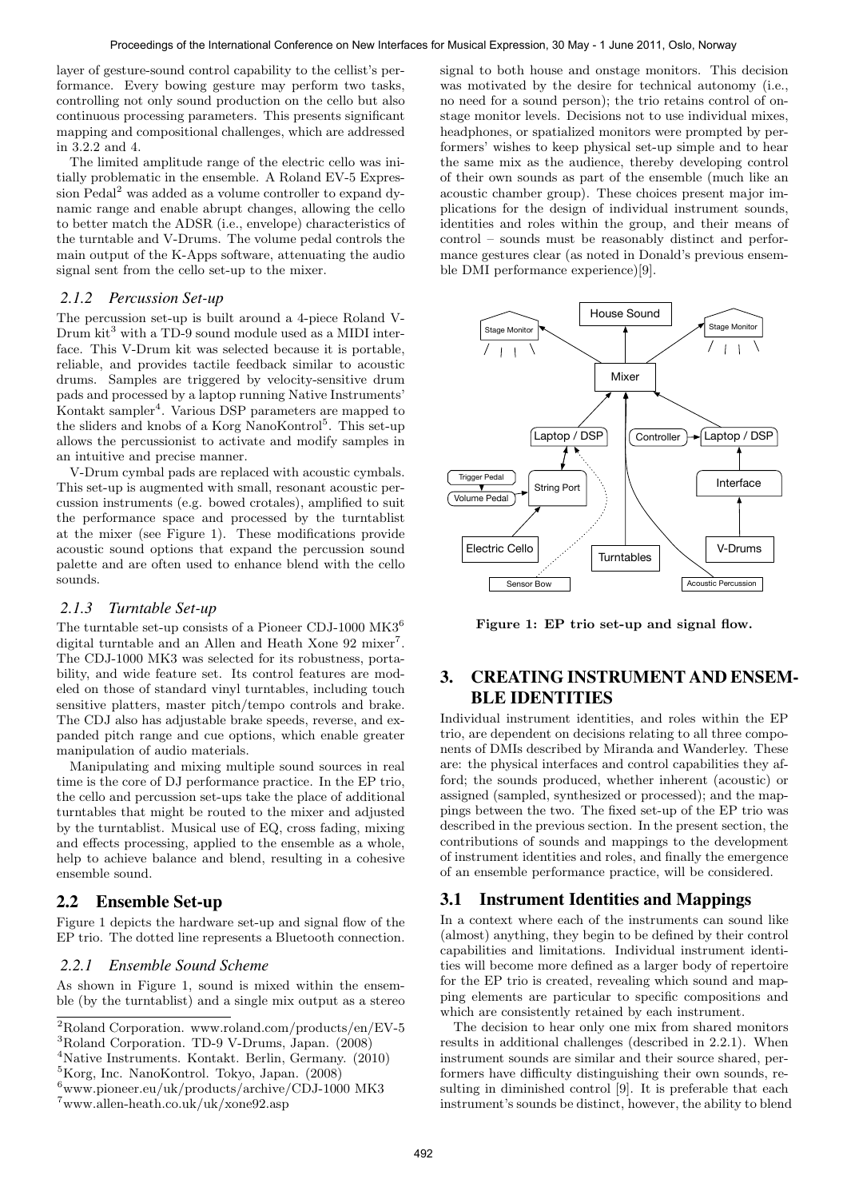layer of gesture-sound control capability to the cellist's performance. Every bowing gesture may perform two tasks, controlling not only sound production on the cello but also continuous processing parameters. This presents significant mapping and compositional challenges, which are addressed in 3.2.2 and 4.

The limited amplitude range of the electric cello was initially problematic in the ensemble. A Roland EV-5 Expression Pedal[2] was added as a volume controller to expand dynamic range and enable abrupt changes, allowing the cello to better match the ADSR (i.e., envelope) characteristics of the turntable and V-Drums. The volume pedal controls the main output of the K-Apps software, attenuating the audio signal sent from the cello set-up to the mixer.

### 2.1.2 Percussion Set-up

The percussion set-up is built around a 4-piece Roland V-Drum kit[3] with a TD-9 sound module used as a MIDI interface. This V-Drum kit was selected because it is portable, reliable, and provides tactile feedback similar to acoustic drums. Samples are triggered by velocity-sensitive drum pads and processed by a laptop running Native Instruments' Kontakt sampler[4]. Various DSP parameters are mapped to the sliders and knobs of a Korg NanoKontrol[5]. This set-up allows the percussionist to activate and modify samples in an intuitive and precise manner.

V-Drum cymbal pads are replaced with acoustic cymbals. This set-up is augmented with small, resonant acoustic percussion instruments (e.g. bowed crotales), amplified to suit the performance space and processed by the turntablist at the mixer (see Figure 1). These modifications provide acoustic sound options that expand the percussion sound palette and are often used to enhance blend with the cello sounds.

### 2.1.3 Turntable Set-up

The turntable set-up consists of a Pioneer CDJ-1000 MK3[6] digital turntable and an Allen and Heath Xone 92 mixer[7]. The CDJ-1000 MK3 was selected for its robustness, portability, and wide feature set. Its control features are modeled on those of standard vinyl turntables, including touch sensitive platters, master pitch/tempo controls and brake. The CDJ also has adjustable brake speeds, reverse, and expanded pitch range and cue options, which enable greater manipulation of audio materials.

Manipulating and mixing multiple sound sources in real time is the core of DJ performance practice. In the EP trio, the cello and percussion set-ups take the place of additional turntables that might be routed to the mixer and adjusted by the turntablist. Musical use of EQ, cross fading, mixing and effects processing, applied to the ensemble as a whole, help to achieve balance and blend, resulting in a cohesive ensemble sound.

## 2.2 Ensemble Set-up

Figure 1 depicts the hardware set-up and signal flow of the EP trio. The dotted line represents a Bluetooth connection.

### 2.2.1 Ensemble Sound Scheme

As shown in Figure 1, sound is mixed within the ensemble (by the turntablist) and a single mix output as a stereo signal to both house and onstage monitors. This decision was motivated by the desire for technical autonomy (i.e., no need for a sound person); the trio retains control of onstage monitor levels. Decisions not to use individual mixes, headphones, or spatialized monitors were prompted by performers' wishes to keep physical set-up simple and to hear the same mix as the audience, thereby developing control of their own sounds as part of the ensemble (much like an acoustic chamber group). These choices present major implications for the design of individual instrument sounds, identities and roles within the group, and their means of control – sounds must be reasonably distinct and performance gestures clear (as noted in Donald's previous ensemble DMI performance experience)[9].

**Figure 1: EP trio set-up and signal flow.**

# 3. CREATING INSTRUMENT AND ENSEMBLE IDENTITIES

Individual instrument identities, and roles within the EP trio, are dependent on decisions relating to all three components of DMIs described by Miranda and Wanderley. These are: the physical interfaces and control capabilities they afford; the sounds produced, whether inherent (acoustic) or assigned (sampled, synthesized or processed); and the mappings between the two. The fixed set-up of the EP trio was described in the previous section. In the present section, the contributions of sounds and mappings to the development of instrument identities and roles, and finally the emergence of an ensemble performance practice, will be considered.

## 3.1 Instrument Identities and Mappings

In a context where each of the instruments can sound like (almost) anything, they begin to be defined by their control capabilities and limitations. Individual instrument identities will become more defined as a larger body of repertoire for the EP trio is created, revealing which sound and mapping elements are particular to specific compositions and which are consistently retained by each instrument.

The decision to hear only one mix from shared monitors results in additional challenges (described in 2.2.1). When instrument sounds are similar and their source shared, performers have difficulty distinguishing their own sounds, resulting in diminished control [9]. It is preferable that each instrument's sounds be distinct, however, the ability to blend

[2] Roland Corporation. www.roland.com/products/en/EV-5
[3] Roland Corporation. TD-9 V-Drums, Japan. (2008)
[4] Native Instruments. Kontakt. Berlin, Germany. (2010)
[5] Korg, Inc. NanoKontrol. Tokyo, Japan. (2008)
[6] www.pioneer.eu/uk/products/archive/CDJ-1000 MK3
[7] www.allen-heath.co.uk/uk/xone92.asp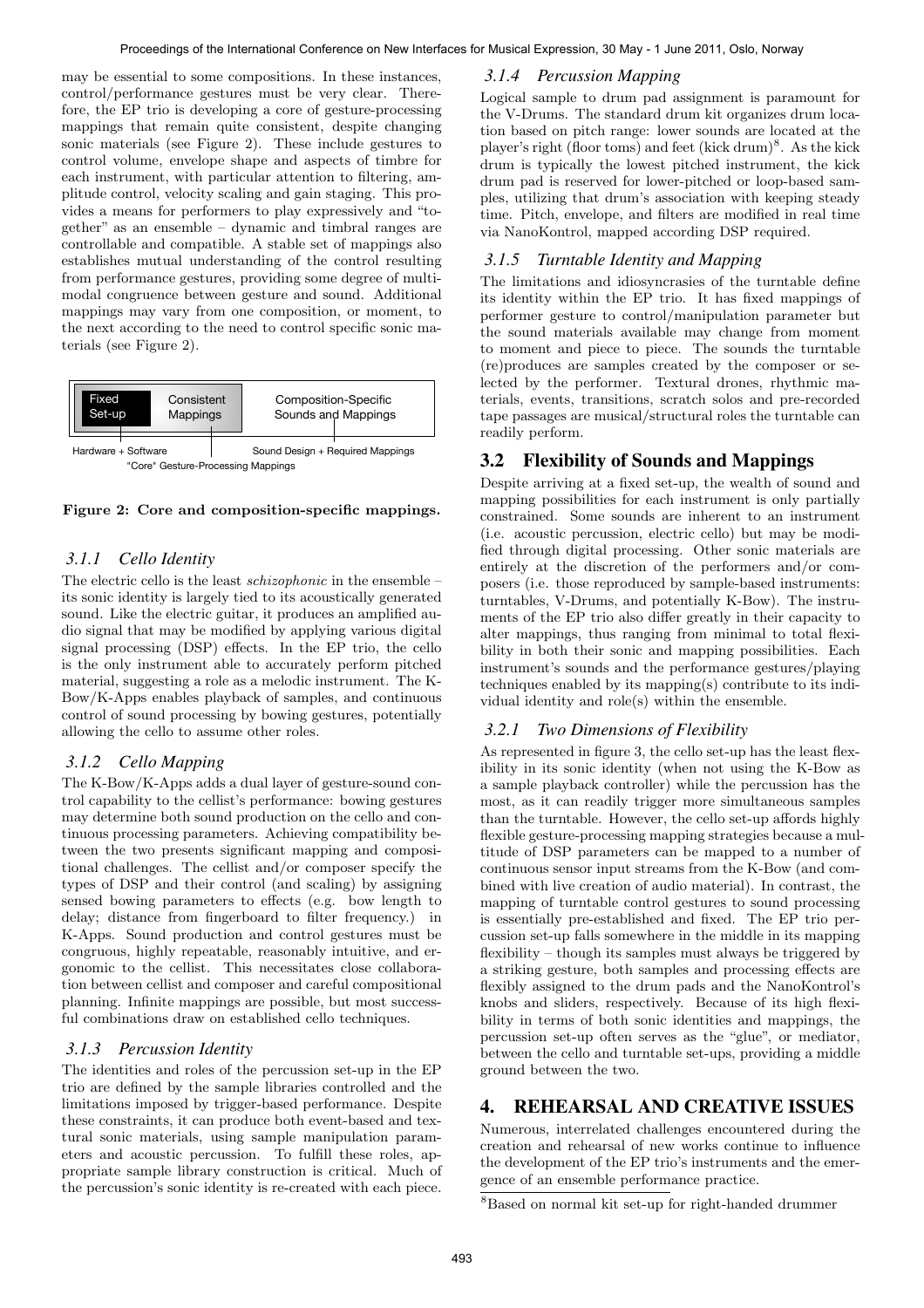may be essential to some compositions. In these instances, control/performance gestures must be very clear. Therefore, the EP trio is developing a core of gesture-processing mappings that remain quite consistent, despite changing sonic materials (see Figure 2). These include gestures to control volume, envelope shape and aspects of timbre for each instrument, with particular attention to filtering, amplitude control, velocity scaling and gain staging. This provides a means for performers to play expressively and "together" as an ensemble – dynamic and timbral ranges are controllable and compatible. A stable set of mappings also establishes mutual understanding of the control resulting from performance gestures, providing some degree of multimodal congruence between gesture and sound. Additional mappings may vary from one composition, or moment, to the next according to the need to control specific sonic materials (see Figure 2).

| Fixed Set-up | Consistent Mappings | Composition-Specific Sounds and Mappings |
|---|---|---|
| Hardware + Software | | Sound Design + Required Mappings |
| "Core" Gesture-Processing Mappings | | |

**Figure 2: Core and composition-specific mappings.**

### 3.1.1 Cello Identity

The electric cello is the least *schizophonic* in the ensemble – its sonic identity is largely tied to its acoustically generated sound. Like the electric guitar, it produces an amplified audio signal that may be modified by applying various digital signal processing (DSP) effects. In the EP trio, the cello is the only instrument able to accurately perform pitched material, suggesting a role as a melodic instrument. The K-Bow/K-Apps enables playback of samples, and continuous control of sound processing by bowing gestures, potentially allowing the cello to assume other roles.

### 3.1.2 Cello Mapping

The K-Bow/K-Apps adds a dual layer of gesture-sound control capability to the cellist's performance: bowing gestures may determine both sound production on the cello and continuous processing parameters. Achieving compatibility between the two presents significant mapping and compositional challenges. The cellist and/or composer specify the types of DSP and their control (and scaling) by assigning sensed bowing parameters to effects (e.g. bow length to delay; distance from fingerboard to filter frequency.) in K-Apps. Sound production and control gestures must be congruous, highly repeatable, reasonably intuitive, and ergonomic to the cellist. This necessitates close collaboration between cellist and composer and careful compositional planning. Infinite mappings are possible, but most successful combinations draw on established cello techniques.

### 3.1.3 Percussion Identity

The identities and roles of the percussion set-up in the EP trio are defined by the sample libraries controlled and the limitations imposed by trigger-based performance. Despite these constraints, it can produce both event-based and textural sonic materials, using sample manipulation parameters and acoustic percussion. To fulfill these roles, appropriate sample library construction is critical. Much of the percussion's sonic identity is re-created with each piece.

### 3.1.4 Percussion Mapping

Logical sample to drum pad assignment is paramount for the V-Drums. The standard drum kit organizes drum location based on pitch range: lower sounds are located at the player's right (floor toms) and feet (kick drum)[8]. As the kick drum is typically the lowest pitched instrument, the kick drum pad is reserved for lower-pitched or loop-based samples, utilizing that drum's association with keeping steady time. Pitch, envelope, and filters are modified in real time via NanoKontrol, mapped according DSP required.

### 3.1.5 Turntable Identity and Mapping

The limitations and idiosyncrasies of the turntable define its identity within the EP trio. It has fixed mappings of performer gesture to control/manipulation parameter but the sound materials available may change from moment to moment and piece to piece. The sounds the turntable (re)produces are samples created by the composer or selected by the performer. Textural drones, rhythmic materials, events, transitions, scratch solos and pre-recorded tape passages are musical/structural roles the turntable can readily perform.

## 3.2 Flexibility of Sounds and Mappings

Despite arriving at a fixed set-up, the wealth of sound and mapping possibilities for each instrument is only partially constrained. Some sounds are inherent to an instrument (i.e. acoustic percussion, electric cello) but may be modified through digital processing. Other sonic materials are entirely at the discretion of the performers and/or composers (i.e. those reproduced by sample-based instruments: turntables, V-Drums, and potentially K-Bow). The instruments of the EP trio also differ greatly in their capacity to alter mappings, thus ranging from minimal to total flexibility in both their sonic and mapping possibilities. Each instrument's sounds and the performance gestures/playing techniques enabled by its mapping(s) contribute to its individual identity and role(s) within the ensemble.

### 3.2.1 Two Dimensions of Flexibility

As represented in figure 3, the cello set-up has the least flexibility in its sonic identity (when not using the K-Bow as a sample playback controller) while the percussion has the most, as it can readily trigger more simultaneous samples than the turntable. However, the cello set-up affords highly flexible gesture-processing mapping strategies because a multitude of DSP parameters can be mapped to a number of continuous sensor input streams from the K-Bow (and combined with live creation of audio material). In contrast, the mapping of turntable control gestures to sound processing is essentially pre-established and fixed. The EP trio percussion set-up falls somewhere in the middle in its mapping flexibility – though its samples must always be triggered by a striking gesture, both samples and processing effects are flexibly assigned to the drum pads and the NanoKontrol's knobs and sliders, respectively. Because of its high flexibility in terms of both sonic identities and mappings, the percussion set-up often serves as the "glue", or mediator, between the cello and turntable set-ups, providing a middle ground between the two.

# 4. REHEARSAL AND CREATIVE ISSUES

Numerous, interrelated challenges encountered during the creation and rehearsal of new works continue to influence the development of the EP trio's instruments and the emergence of an ensemble performance practice.

[8] Based on normal kit set-up for right-handed drummer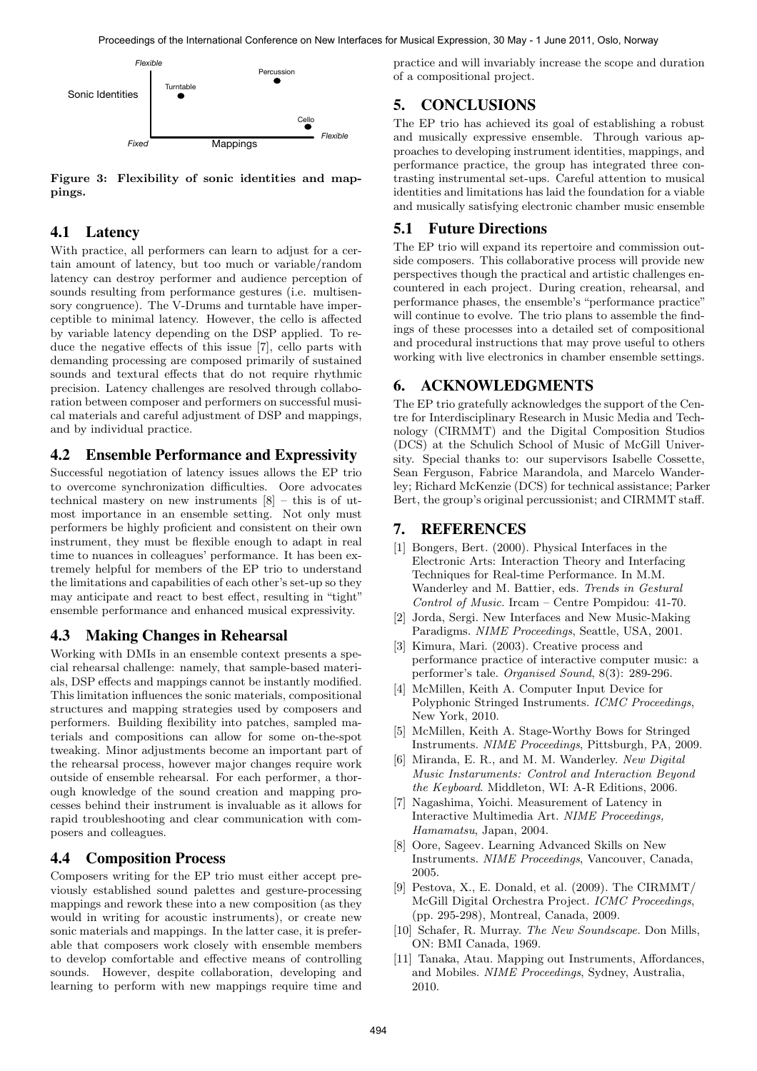Flexible

Sonic Identities

Turntable

Percussion

Cello

Fixed

Mappings

Flexible

**Figure 3: Flexibility of sonic identities and mappings.**

## 4.1 Latency

With practice, all performers can learn to adjust for a certain amount of latency, but too much or variable/random latency can destroy performer and audience perception of sounds resulting from performance gestures (i.e. multisensory congruence). The V-Drums and turntable have imperceptible to minimal latency. However, the cello is affected by variable latency depending on the DSP applied. To reduce the negative effects of this issue [7], cello parts with demanding processing are composed primarily of sustained sounds and textural effects that do not require rhythmic precision. Latency challenges are resolved through collaboration between composer and performers on successful musical materials and careful adjustment of DSP and mappings, and by individual practice.

## 4.2 Ensemble Performance and Expressivity

Successful negotiation of latency issues allows the EP trio to overcome synchronization difficulties. Oore advocates technical mastery on new instruments [8] – this is of utmost importance in an ensemble setting. Not only must performers be highly proficient and consistent on their own instrument, they must be flexible enough to adapt in real time to nuances in colleagues' performance. It has been extremely helpful for members of the EP trio to understand the limitations and capabilities of each other's set-up so they may anticipate and react to best effect, resulting in "tight" ensemble performance and enhanced musical expressivity.

## 4.3 Making Changes in Rehearsal

Working with DMIs in an ensemble context presents a special rehearsal challenge: namely, that sample-based materials, DSP effects and mappings cannot be instantly modified. This limitation influences the sonic materials, compositional structures and mapping strategies used by composers and performers. Building flexibility into patches, sampled materials and compositions can allow for some on-the-spot tweaking. Minor adjustments become an important part of the rehearsal process, however major changes require work outside of ensemble rehearsal. For each performer, a thorough knowledge of the sound creation and mapping processes behind their instrument is invaluable as it allows for rapid troubleshooting and clear communication with composers and colleagues.

## 4.4 Composition Process

Composers writing for the EP trio must either accept previously established sound palettes and gesture-processing mappings and rework these into a new composition (as they would in writing for acoustic instruments), or create new sonic materials and mappings. In the latter case, it is preferable that composers work closely with ensemble members to develop comfortable and effective means of controlling sounds. However, despite collaboration, developing and learning to perform with new mappings require time and practice and will invariably increase the scope and duration of a compositional project.

# 5. CONCLUSIONS

The EP trio has achieved its goal of establishing a robust and musically expressive ensemble. Through various approaches to developing instrument identities, mappings, and performance practice, the group has integrated three contrasting instrumental set-ups. Careful attention to musical identities and limitations has laid the foundation for a viable and musically satisfying electronic chamber music ensemble

## 5.1 Future Directions

The EP trio will expand its repertoire and commission outside composers. This collaborative process will provide new perspectives though the practical and artistic challenges encountered in each project. During creation, rehearsal, and performance phases, the ensemble's "performance practice" will continue to evolve. The trio plans to assemble the findings of these processes into a detailed set of compositional and procedural instructions that may prove useful to others working with live electronics in chamber ensemble settings.

# 6. ACKNOWLEDGMENTS

The EP trio gratefully acknowledges the support of the Centre for Interdisciplinary Research in Music Media and Technology (CIRMMT) and the Digital Composition Studios (DCS) at the Schulich School of Music of McGill University. Special thanks to: our supervisors Isabelle Cossette, Sean Ferguson, Fabrice Marandola, and Marcelo Wanderley; Richard McKenzie (DCS) for technical assistance; Parker Bert, the group's original percussionist; and CIRMMT staff.

# 7. REFERENCES

[1] Bongers, Bert. (2000). Physical Interfaces in the Electronic Arts: Interaction Theory and Interfacing Techniques for Real-time Performance. In M.M. Wanderley and M. Battier, eds. *Trends in Gestural Control of Music*. Ircam – Centre Pompidou: 41-70.

[2] Jorda, Sergi. New Interfaces and New Music-Making Paradigms. *NIME Proceedings*, Seattle, USA, 2001.

[3] Kimura, Mari. (2003). Creative process and performance practice of interactive computer music: a performer's tale. *Organised Sound*, 8(3): 289-296.

[4] McMillen, Keith A. Computer Input Device for Polyphonic Stringed Instruments. *ICMC Proceedings*, New York, 2010.

[5] McMillen, Keith A. Stage-Worthy Bows for Stringed Instruments. *NIME Proceedings*, Pittsburgh, PA, 2009.

[6] Miranda, E. R., and M. M. Wanderley. *New Digital Music Instaruments: Control and Interaction Beyond the Keyboard*. Middleton, WI: A-R Editions, 2006.

[7] Nagashima, Yoichi. Measurement of Latency in Interactive Multimedia Art. *NIME Proceedings, Hamamatsu*, Japan, 2004.

[8] Oore, Sageev. Learning Advanced Skills on New Instruments. *NIME Proceedings*, Vancouver, Canada, 2005.

[9] Pestova, X., E. Donald, et al. (2009). The CIRMMT/ McGill Digital Orchestra Project. *ICMC Proceedings*, (pp. 295-298), Montreal, Canada, 2009.

[10] Schafer, R. Murray. *The New Soundscape*. Don Mills, ON: BMI Canada, 1969.

[11] Tanaka, Atau. Mapping out Instruments, Affordances, and Mobiles. *NIME Proceedings*, Sydney, Australia, 2010.